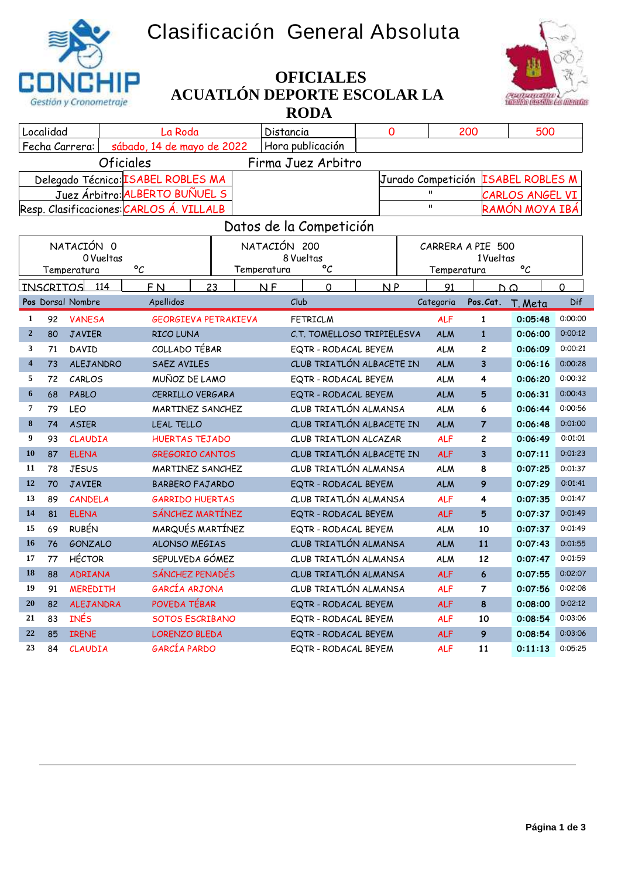# Clasificación General Absoluta

CONCHIP
Gestión y Cronometraje

## OFICIALES ACUATLÓN DEPORTE ESCOLAR LA RODA

| Localidad | La Roda | Distancia | 0 | 200 | 500 |
|---|---|---|---|---|---|
| Fecha Carrera: | sábado, 14 de mayo de 2022 | Hora publicación | | | |

### Oficiales — Firma Juez Arbitro

| | | Jurado Competición | |
|---|---|---|---|
| Delegado Técnico: | ISABEL ROBLES MA | | ISABEL ROBLES M |
| Juez Árbitro: | ALBERTO BUÑUEL S | " | CARLOS ANGEL VI |
| Resp. Clasificaciones: | CARLOS Á. VILLALB | " | RAMÓN MOYA IBÁ |

### Datos de la Competición

| NATACIÓN 0 | NATACIÓN 200 | CARRERA A PIE 500 |
|---|---|---|
| 0 Vueltas | 8 Vueltas | 1 Vueltas |
| Temperatura °C | Temperatura °C | Temperatura °C |

| INSCRITOS | 114 | F N | 23 | N F | 0 | N P | 91 | D Q | 0 |
|---|---|---|---|---|---|---|---|---|---|

| Pos | Dorsal | Nombre | Apellidos | Club | Categoria | Pos.Cat. | T. Meta | Dif |
|---|---|---|---|---|---|---|---|---|
| 1 | 92 | VANESA | GEORGIEVA PETRAKIEVA | FETRICLM | ALF | 1 | 0:05:48 | 0:00:00 |
| 2 | 80 | JAVIER | RICO LUNA | C.T. TOMELLOSO TRIPIELESVA | ALM | 1 | 0:06:00 | 0:00:12 |
| 3 | 71 | DAVID | COLLADO TÉBAR | EQTR - RODACAL BEYEM | ALM | 2 | 0:06:09 | 0:00:21 |
| 4 | 73 | ALEJANDRO | SAEZ AVILES | CLUB TRIATLÓN ALBACETE IN | ALM | 3 | 0:06:16 | 0:00:28 |
| 5 | 72 | CARLOS | MUÑOZ DE LAMO | EQTR - RODACAL BEYEM | ALM | 4 | 0:06:20 | 0:00:32 |
| 6 | 68 | PABLO | CERRILLO VERGARA | EQTR - RODACAL BEYEM | ALM | 5 | 0:06:31 | 0:00:43 |
| 7 | 79 | LEO | MARTINEZ SANCHEZ | CLUB TRIATLÓN ALMANSA | ALM | 6 | 0:06:44 | 0:00:56 |
| 8 | 74 | ASIER | LEAL TELLO | CLUB TRIATLÓN ALBACETE IN | ALM | 7 | 0:06:48 | 0:01:00 |
| 9 | 93 | CLAUDIA | HUERTAS TEJADO | CLUB TRIATLON ALCAZAR | ALF | 2 | 0:06:49 | 0:01:01 |
| 10 | 87 | ELENA | GREGORIO CANTOS | CLUB TRIATLÓN ALBACETE IN | ALF | 3 | 0:07:11 | 0:01:23 |
| 11 | 78 | JESUS | MARTINEZ SANCHEZ | CLUB TRIATLÓN ALMANSA | ALM | 8 | 0:07:25 | 0:01:37 |
| 12 | 70 | JAVIER | BARBERO FAJARDO | EQTR - RODACAL BEYEM | ALM | 9 | 0:07:29 | 0:01:41 |
| 13 | 89 | CANDELA | GARRIDO HUERTAS | CLUB TRIATLÓN ALMANSA | ALF | 4 | 0:07:35 | 0:01:47 |
| 14 | 81 | ELENA | SÁNCHEZ MARTÍNEZ | EQTR - RODACAL BEYEM | ALF | 5 | 0:07:37 | 0:01:49 |
| 15 | 69 | RUBÉN | MARQUÉS MARTÍNEZ | EQTR - RODACAL BEYEM | ALM | 10 | 0:07:37 | 0:01:49 |
| 16 | 76 | GONZALO | ALONSO MEGIAS | CLUB TRIATLÓN ALMANSA | ALM | 11 | 0:07:43 | 0:01:55 |
| 17 | 77 | HÉCTOR | SEPULVEDA GÓMEZ | CLUB TRIATLÓN ALMANSA | ALM | 12 | 0:07:47 | 0:01:59 |
| 18 | 88 | ADRIANA | SÁNCHEZ PENADÉS | CLUB TRIATLÓN ALMANSA | ALF | 6 | 0:07:55 | 0:02:07 |
| 19 | 91 | MEREDITH | GARCÍA ARJONA | CLUB TRIATLÓN ALMANSA | ALF | 7 | 0:07:56 | 0:02:08 |
| 20 | 82 | ALEJANDRA | POVEDA TÉBAR | EQTR - RODACAL BEYEM | ALF | 8 | 0:08:00 | 0:02:12 |
| 21 | 83 | INÉS | SOTOS ESCRIBANO | EQTR - RODACAL BEYEM | ALF | 10 | 0:08:54 | 0:03:06 |
| 22 | 85 | IRENE | LORENZO BLEDA | EQTR - RODACAL BEYEM | ALF | 9 | 0:08:54 | 0:03:06 |
| 23 | 84 | CLAUDIA | GARCÍA PARDO | EQTR - RODACAL BEYEM | ALF | 11 | 0:11:13 | 0:05:25 |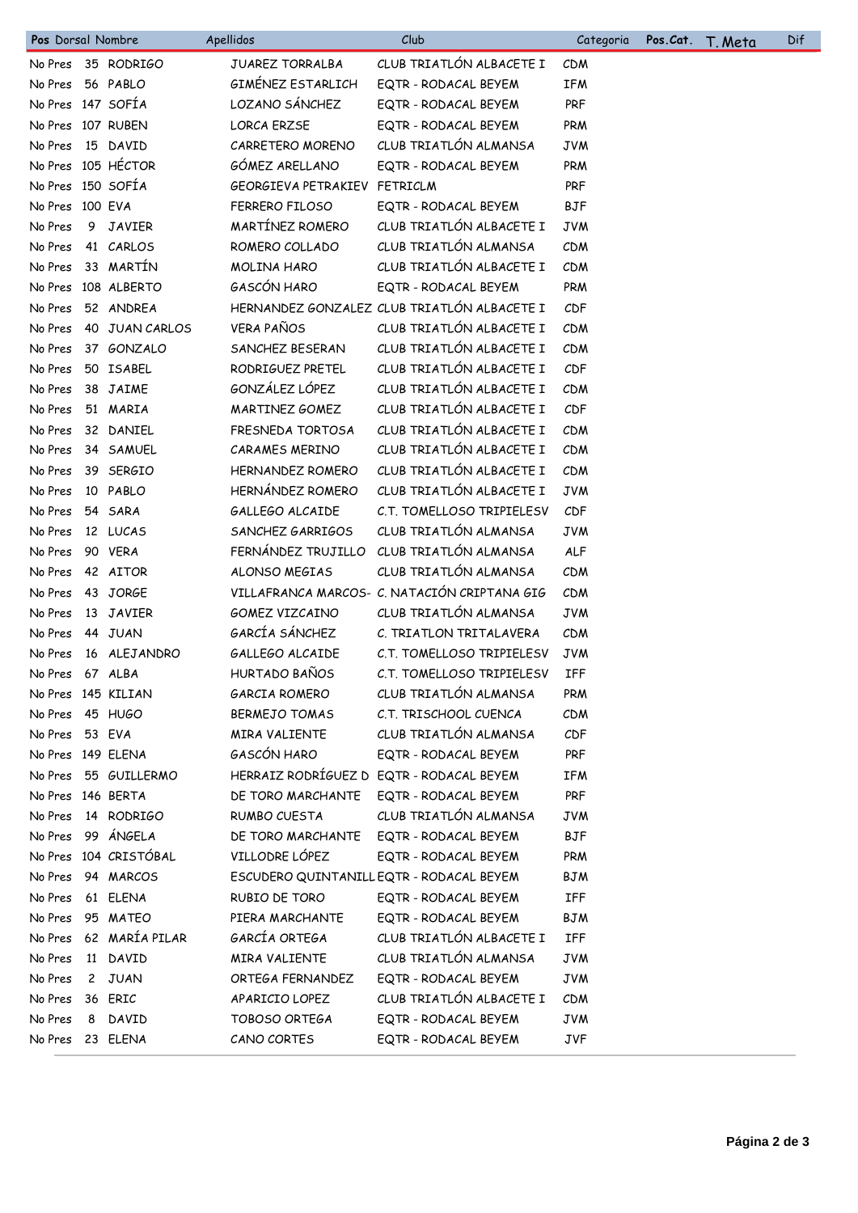| Pos | Dorsal | Nombre | Apellidos | Club | Categoria | Pos.Cat. | T. Meta | Dif |
|---|---|---|---|---|---|---|---|---|
| No Pres | 35 | RODRIGO | JUAREZ TORRALBA | CLUB TRIATLÓN ALBACETE I | CDM | | | |
| No Pres | 56 | PABLO | GIMÉNEZ ESTARLICH | EQTR - RODACAL BEYEM | IFM | | | |
| No Pres | 147 | SOFÍA | LOZANO SÁNCHEZ | EQTR - RODACAL BEYEM | PRF | | | |
| No Pres | 107 | RUBEN | LORCA ERZSE | EQTR - RODACAL BEYEM | PRM | | | |
| No Pres | 15 | DAVID | CARRETERO MORENO | CLUB TRIATLÓN ALMANSA | JVM | | | |
| No Pres | 105 | HÉCTOR | GÓMEZ ARELLANO | EQTR - RODACAL BEYEM | PRM | | | |
| No Pres | 150 | SOFÍA | GEORGIEVA PETRAKIEV | FETRICLM | PRF | | | |
| No Pres | 100 | EVA | FERRERO FILOSO | EQTR - RODACAL BEYEM | BJF | | | |
| No Pres | 9 | JAVIER | MARTÍNEZ ROMERO | CLUB TRIATLÓN ALBACETE I | JVM | | | |
| No Pres | 41 | CARLOS | ROMERO COLLADO | CLUB TRIATLÓN ALMANSA | CDM | | | |
| No Pres | 33 | MARTÍN | MOLINA HARO | CLUB TRIATLÓN ALBACETE I | CDM | | | |
| No Pres | 108 | ALBERTO | GASCÓN HARO | EQTR - RODACAL BEYEM | PRM | | | |
| No Pres | 52 | ANDREA | HERNANDEZ GONZALEZ | CLUB TRIATLÓN ALBACETE I | CDF | | | |
| No Pres | 40 | JUAN CARLOS | VERA PAÑOS | CLUB TRIATLÓN ALBACETE I | CDM | | | |
| No Pres | 37 | GONZALO | SANCHEZ BESERAN | CLUB TRIATLÓN ALBACETE I | CDM | | | |
| No Pres | 50 | ISABEL | RODRIGUEZ PRETEL | CLUB TRIATLÓN ALBACETE I | CDF | | | |
| No Pres | 38 | JAIME | GONZÁLEZ LÓPEZ | CLUB TRIATLÓN ALBACETE I | CDM | | | |
| No Pres | 51 | MARIA | MARTINEZ GOMEZ | CLUB TRIATLÓN ALBACETE I | CDF | | | |
| No Pres | 32 | DANIEL | FRESNEDA TORTOSA | CLUB TRIATLÓN ALBACETE I | CDM | | | |
| No Pres | 34 | SAMUEL | CARAMES MERINO | CLUB TRIATLÓN ALBACETE I | CDM | | | |
| No Pres | 39 | SERGIO | HERNANDEZ ROMERO | CLUB TRIATLÓN ALBACETE I | CDM | | | |
| No Pres | 10 | PABLO | HERNÁNDEZ ROMERO | CLUB TRIATLÓN ALBACETE I | JVM | | | |
| No Pres | 54 | SARA | GALLEGO ALCAIDE | C.T. TOMELLOSO TRIPIELESV | CDF | | | |
| No Pres | 12 | LUCAS | SANCHEZ GARRIGOS | CLUB TRIATLÓN ALMANSA | JVM | | | |
| No Pres | 90 | VERA | FERNÁNDEZ TRUJILLO | CLUB TRIATLÓN ALMANSA | ALF | | | |
| No Pres | 42 | AITOR | ALONSO MEGIAS | CLUB TRIATLÓN ALMANSA | CDM | | | |
| No Pres | 43 | JORGE | VILLAFRANCA MARCOS- | C. NATACIÓN CRIPTANA GIG | CDM | | | |
| No Pres | 13 | JAVIER | GOMEZ VIZCAINO | CLUB TRIATLÓN ALMANSA | JVM | | | |
| No Pres | 44 | JUAN | GARCÍA SÁNCHEZ | C. TRIATLON TRITALAVERA | CDM | | | |
| No Pres | 16 | ALEJANDRO | GALLEGO ALCAIDE | C.T. TOMELLOSO TRIPIELESV | JVM | | | |
| No Pres | 67 | ALBA | HURTADO BAÑOS | C.T. TOMELLOSO TRIPIELESV | IFF | | | |
| No Pres | 145 | KILIAN | GARCIA ROMERO | CLUB TRIATLÓN ALMANSA | PRM | | | |
| No Pres | 45 | HUGO | BERMEJO TOMAS | C.T. TRISCHOOL CUENCA | CDM | | | |
| No Pres | 53 | EVA | MIRA VALIENTE | CLUB TRIATLÓN ALMANSA | CDF | | | |
| No Pres | 149 | ELENA | GASCÓN HARO | EQTR - RODACAL BEYEM | PRF | | | |
| No Pres | 55 | GUILLERMO | HERRAIZ RODRÍGUEZ D | EQTR - RODACAL BEYEM | IFM | | | |
| No Pres | 146 | BERTA | DE TORO MARCHANTE | EQTR - RODACAL BEYEM | PRF | | | |
| No Pres | 14 | RODRIGO | RUMBO CUESTA | CLUB TRIATLÓN ALMANSA | JVM | | | |
| No Pres | 99 | ÁNGELA | DE TORO MARCHANTE | EQTR - RODACAL BEYEM | BJF | | | |
| No Pres | 104 | CRISTÓBAL | VILLODRE LÓPEZ | EQTR - RODACAL BEYEM | PRM | | | |
| No Pres | 94 | MARCOS | ESCUDERO QUINTANILL | EQTR - RODACAL BEYEM | BJM | | | |
| No Pres | 61 | ELENA | RUBIO DE TORO | EQTR - RODACAL BEYEM | IFF | | | |
| No Pres | 95 | MATEO | PIERA MARCHANTE | EQTR - RODACAL BEYEM | BJM | | | |
| No Pres | 62 | MARÍA PILAR | GARCÍA ORTEGA | CLUB TRIATLÓN ALBACETE I | IFF | | | |
| No Pres | 11 | DAVID | MIRA VALIENTE | CLUB TRIATLÓN ALMANSA | JVM | | | |
| No Pres | 2 | JUAN | ORTEGA FERNANDEZ | EQTR - RODACAL BEYEM | JVM | | | |
| No Pres | 36 | ERIC | APARICIO LOPEZ | CLUB TRIATLÓN ALBACETE I | CDM | | | |
| No Pres | 8 | DAVID | TOBOSO ORTEGA | EQTR - RODACAL BEYEM | JVM | | | |
| No Pres | 23 | ELENA | CANO CORTES | EQTR - RODACAL BEYEM | JVF | | | |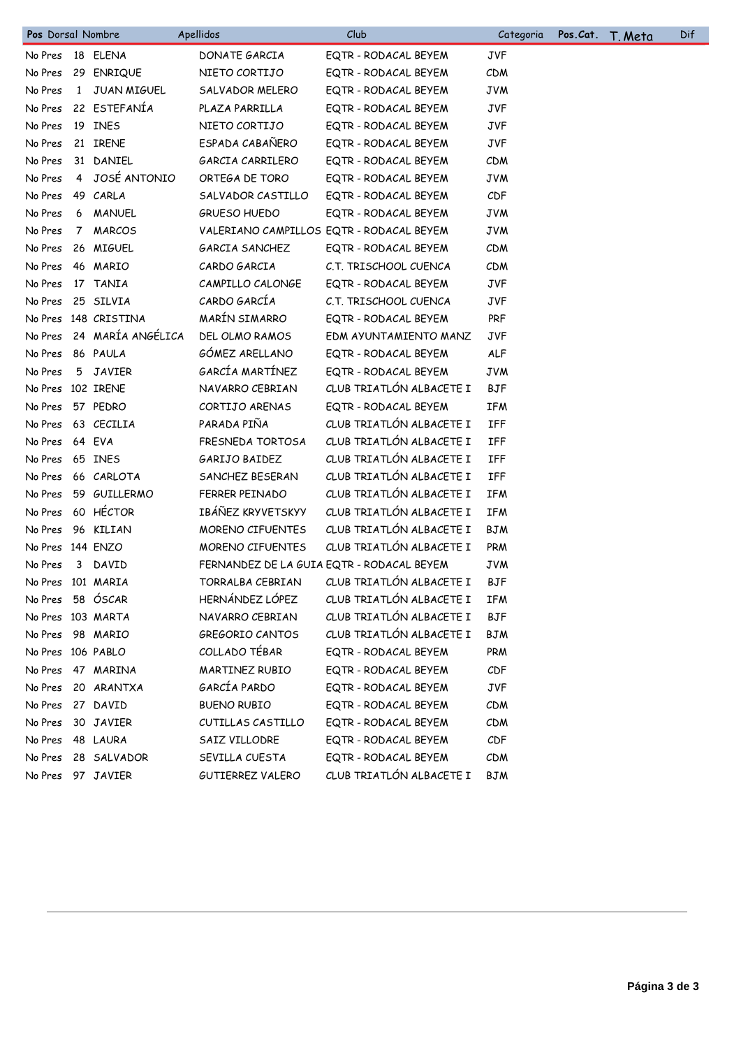| Pos | Dorsal | Nombre | Apellidos | Club | Categoria | Pos.Cat. | T. Meta | Dif |
|---|---|---|---|---|---|---|---|---|
| No Pres | 18 | ELENA | DONATE GARCIA | EQTR - RODACAL BEYEM | JVF | | | |
| No Pres | 29 | ENRIQUE | NIETO CORTIJO | EQTR - RODACAL BEYEM | CDM | | | |
| No Pres | 1 | JUAN MIGUEL | SALVADOR MELERO | EQTR - RODACAL BEYEM | JVM | | | |
| No Pres | 22 | ESTEFANÍA | PLAZA PARRILLA | EQTR - RODACAL BEYEM | JVF | | | |
| No Pres | 19 | INES | NIETO CORTIJO | EQTR - RODACAL BEYEM | JVF | | | |
| No Pres | 21 | IRENE | ESPADA CABAÑERO | EQTR - RODACAL BEYEM | JVF | | | |
| No Pres | 31 | DANIEL | GARCIA CARRILERO | EQTR - RODACAL BEYEM | CDM | | | |
| No Pres | 4 | JOSÉ ANTONIO | ORTEGA DE TORO | EQTR - RODACAL BEYEM | JVM | | | |
| No Pres | 49 | CARLA | SALVADOR CASTILLO | EQTR - RODACAL BEYEM | CDF | | | |
| No Pres | 6 | MANUEL | GRUESO HUEDO | EQTR - RODACAL BEYEM | JVM | | | |
| No Pres | 7 | MARCOS | VALERIANO CAMPILLOS | EQTR - RODACAL BEYEM | JVM | | | |
| No Pres | 26 | MIGUEL | GARCIA SANCHEZ | EQTR - RODACAL BEYEM | CDM | | | |
| No Pres | 46 | MARIO | CARDO GARCIA | C.T. TRISCHOOL CUENCA | CDM | | | |
| No Pres | 17 | TANIA | CAMPILLO CALONGE | EQTR - RODACAL BEYEM | JVF | | | |
| No Pres | 25 | SILVIA | CARDO GARCÍA | C.T. TRISCHOOL CUENCA | JVF | | | |
| No Pres | 148 | CRISTINA | MARÍN SIMARRO | EQTR - RODACAL BEYEM | PRF | | | |
| No Pres | 24 | MARÍA ANGÉLICA | DEL OLMO RAMOS | EDM AYUNTAMIENTO MANZ | JVF | | | |
| No Pres | 86 | PAULA | GÓMEZ ARELLANO | EQTR - RODACAL BEYEM | ALF | | | |
| No Pres | 5 | JAVIER | GARCÍA MARTÍNEZ | EQTR - RODACAL BEYEM | JVM | | | |
| No Pres | 102 | IRENE | NAVARRO CEBRIAN | CLUB TRIATLÓN ALBACETE I | BJF | | | |
| No Pres | 57 | PEDRO | CORTIJO ARENAS | EQTR - RODACAL BEYEM | IFM | | | |
| No Pres | 63 | CECILIA | PARADA PIÑA | CLUB TRIATLÓN ALBACETE I | IFF | | | |
| No Pres | 64 | EVA | FRESNEDA TORTOSA | CLUB TRIATLÓN ALBACETE I | IFF | | | |
| No Pres | 65 | INES | GARIJO BAIDEZ | CLUB TRIATLÓN ALBACETE I | IFF | | | |
| No Pres | 66 | CARLOTA | SANCHEZ BESERAN | CLUB TRIATLÓN ALBACETE I | IFF | | | |
| No Pres | 59 | GUILLERMO | FERRER PEINADO | CLUB TRIATLÓN ALBACETE I | IFM | | | |
| No Pres | 60 | HÉCTOR | IBÁÑEZ KRYVETSKYY | CLUB TRIATLÓN ALBACETE I | IFM | | | |
| No Pres | 96 | KILIAN | MORENO CIFUENTES | CLUB TRIATLÓN ALBACETE I | BJM | | | |
| No Pres | 144 | ENZO | MORENO CIFUENTES | CLUB TRIATLÓN ALBACETE I | PRM | | | |
| No Pres | 3 | DAVID | FERNANDEZ DE LA GUIA | EQTR - RODACAL BEYEM | JVM | | | |
| No Pres | 101 | MARIA | TORRALBA CEBRIAN | CLUB TRIATLÓN ALBACETE I | BJF | | | |
| No Pres | 58 | ÓSCAR | HERNÁNDEZ LÓPEZ | CLUB TRIATLÓN ALBACETE I | IFM | | | |
| No Pres | 103 | MARTA | NAVARRO CEBRIAN | CLUB TRIATLÓN ALBACETE I | BJF | | | |
| No Pres | 98 | MARIO | GREGORIO CANTOS | CLUB TRIATLÓN ALBACETE I | BJM | | | |
| No Pres | 106 | PABLO | COLLADO TÉBAR | EQTR - RODACAL BEYEM | PRM | | | |
| No Pres | 47 | MARINA | MARTINEZ RUBIO | EQTR - RODACAL BEYEM | CDF | | | |
| No Pres | 20 | ARANTXA | GARCÍA PARDO | EQTR - RODACAL BEYEM | JVF | | | |
| No Pres | 27 | DAVID | BUENO RUBIO | EQTR - RODACAL BEYEM | CDM | | | |
| No Pres | 30 | JAVIER | CUTILLAS CASTILLO | EQTR - RODACAL BEYEM | CDM | | | |
| No Pres | 48 | LAURA | SAIZ VILLODRE | EQTR - RODACAL BEYEM | CDF | | | |
| No Pres | 28 | SALVADOR | SEVILLA CUESTA | EQTR - RODACAL BEYEM | CDM | | | |
| No Pres | 97 | JAVIER | GUTIERREZ VALERO | CLUB TRIATLÓN ALBACETE I | BJM | | | |